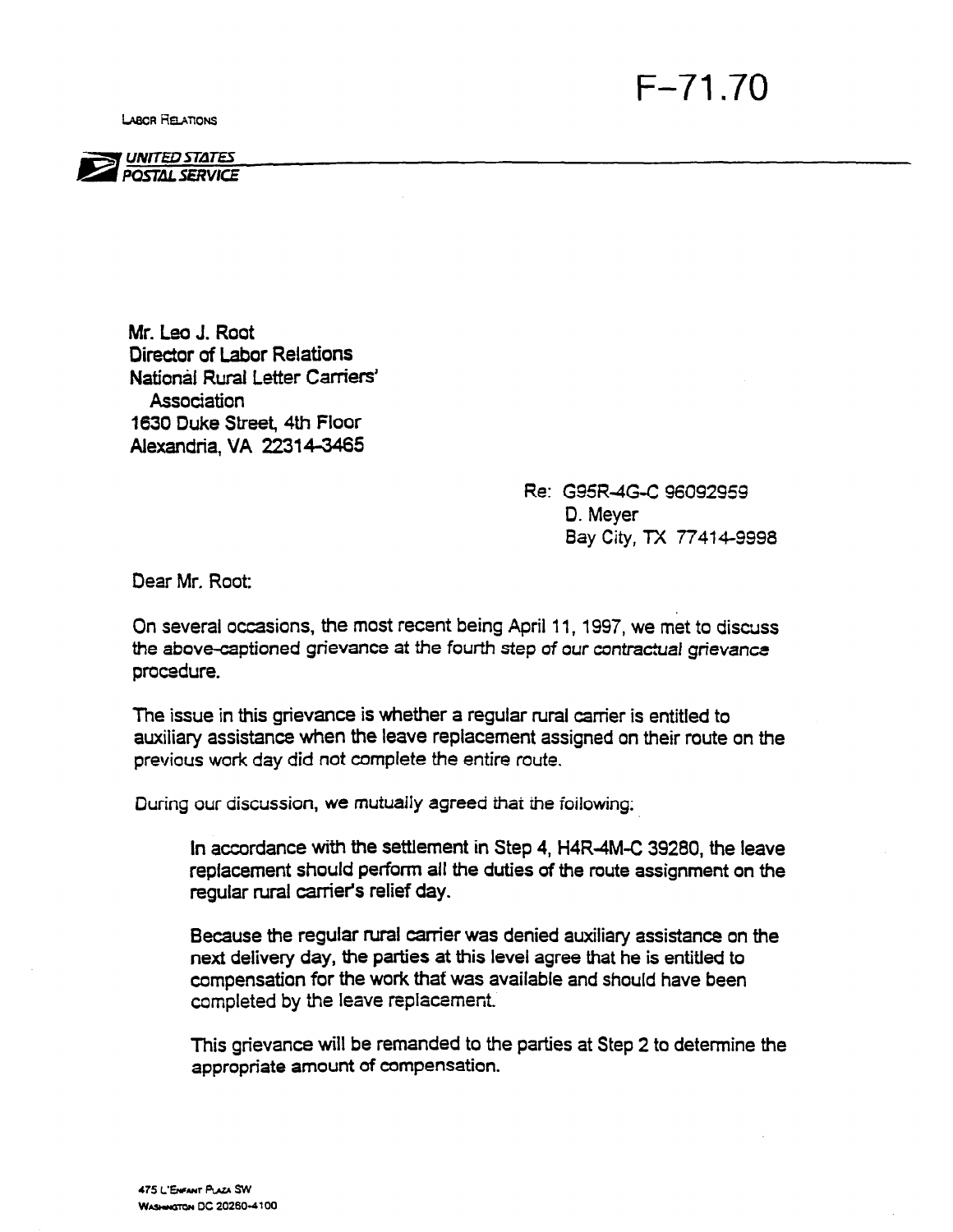F-71.70

LABOR RELATIONS

UNITED STATES POSTAL SERVICE

Mr. Leo J. Root
Director of Labor Relations
National Rural Letter Carriers' Association
1630 Duke Street, 4th Floor
Alexandria, VA 22314-3465

Re: G95R-4G-C 96092959
D. Meyer
Bay City, TX 77414-9998

Dear Mr. Root:

On several occasions, the most recent being April 11, 1997, we met to discuss the above-captioned grievance at the fourth step of our contractual grievance procedure.

The issue in this grievance is whether a regular rural carrier is entitled to auxiliary assistance when the leave replacement assigned on their route on the previous work day did not complete the entire route.

During our discussion, we mutually agreed that the following:

> In accordance with the settlement in Step 4, H4R-4M-C 39280, the leave replacement should perform all the duties of the route assignment on the regular rural carrier's relief day.
>
> Because the regular rural carrier was denied auxiliary assistance on the next delivery day, the parties at this level agree that he is entitled to compensation for the work that was available and should have been completed by the leave replacement.
>
> This grievance will be remanded to the parties at Step 2 to determine the appropriate amount of compensation.

475 L'ENFANT PLAZA SW
WASHINGTON DC 20260-4100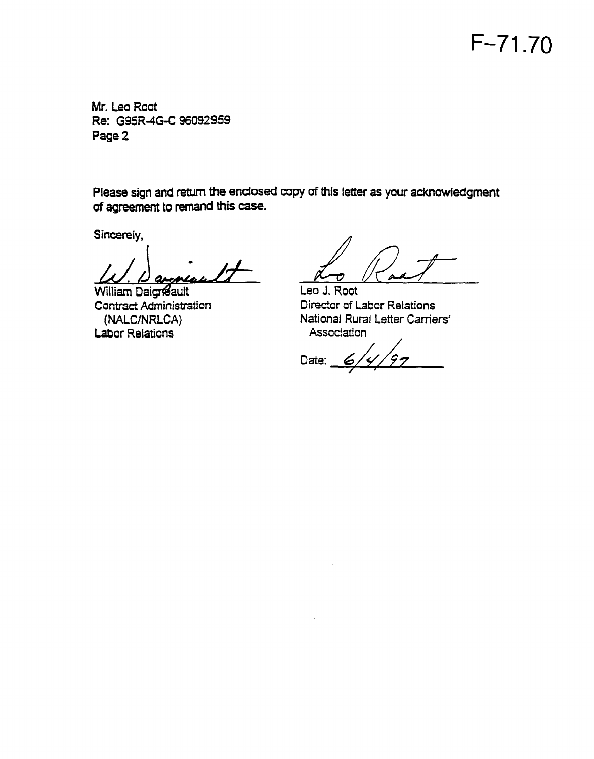F-71.70

Mr. Leo Root
Re: G95R-4G-C 96092959
Page 2

Please sign and return the enclosed copy of this letter as your acknowledgment of agreement to remand this case.

Sincerely,

William Daigneault
Contract Administration
(NALC/NRLCA)
Labor Relations

Leo J. Root
Director of Labor Relations
National Rural Letter Carriers' Association

Date: 6/4/97